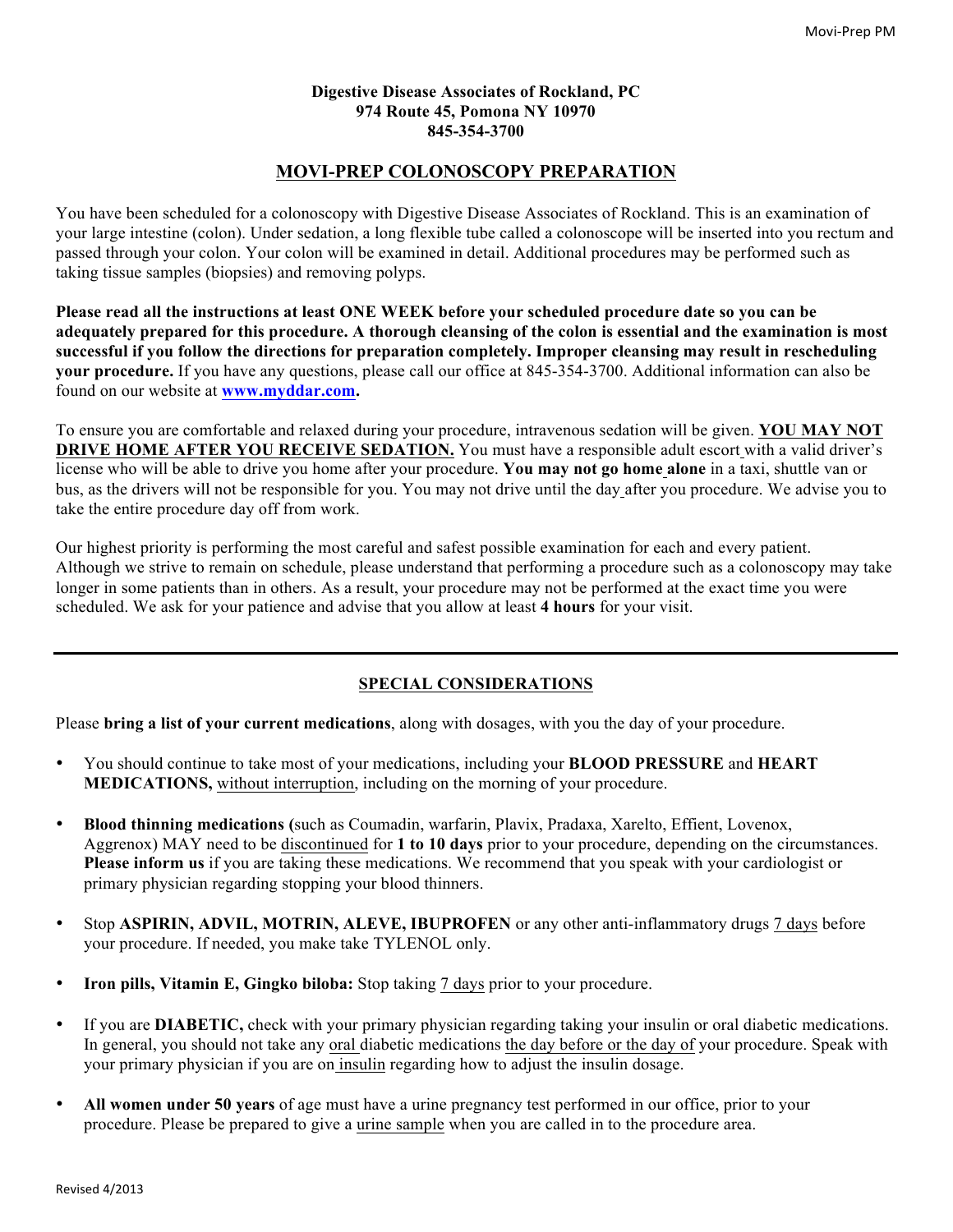**Digestive Disease Associates of Rockland, PC**
**974 Route 45, Pomona NY 10970**
**845-354-3700**

# MOVI-PREP COLONOSCOPY PREPARATION

You have been scheduled for a colonoscopy with Digestive Disease Associates of Rockland. This is an examination of your large intestine (colon). Under sedation, a long flexible tube called a colonoscope will be inserted into you rectum and passed through your colon. Your colon will be examined in detail. Additional procedures may be performed such as taking tissue samples (biopsies) and removing polyps.

**Please read all the instructions at least ONE WEEK before your scheduled procedure date so you can be adequately prepared for this procedure. A thorough cleansing of the colon is essential and the examination is most successful if you follow the directions for preparation completely. Improper cleansing may result in rescheduling your procedure.** If you have any questions, please call our office at 845-354-3700. Additional information can also be found on our website at **www.myddar.com.**

To ensure you are comfortable and relaxed during your procedure, intravenous sedation will be given. **YOU MAY NOT DRIVE HOME AFTER YOU RECEIVE SEDATION.** You must have a responsible adult escort with a valid driver's license who will be able to drive you home after your procedure. **You may not go home alone** in a taxi, shuttle van or bus, as the drivers will not be responsible for you. You may not drive until the day after you procedure. We advise you to take the entire procedure day off from work.

Our highest priority is performing the most careful and safest possible examination for each and every patient. Although we strive to remain on schedule, please understand that performing a procedure such as a colonoscopy may take longer in some patients than in others. As a result, your procedure may not be performed at the exact time you were scheduled. We ask for your patience and advise that you allow at least **4 hours** for your visit.

---

## SPECIAL CONSIDERATIONS

Please **bring a list of your current medications**, along with dosages, with you the day of your procedure.

- You should continue to take most of your medications, including your **BLOOD PRESSURE** and **HEART MEDICATIONS,** without interruption, including on the morning of your procedure.
- **Blood thinning medications (**such as Coumadin, warfarin, Plavix, Pradaxa, Xarelto, Effient, Lovenox, Aggrenox) MAY need to be discontinued for **1 to 10 days** prior to your procedure, depending on the circumstances. **Please inform us** if you are taking these medications. We recommend that you speak with your cardiologist or primary physician regarding stopping your blood thinners.
- Stop **ASPIRIN, ADVIL, MOTRIN, ALEVE, IBUPROFEN** or any other anti-inflammatory drugs 7 days before your procedure. If needed, you make take TYLENOL only.
- **Iron pills, Vitamin E, Gingko biloba:** Stop taking 7 days prior to your procedure.
- If you are **DIABETIC,** check with your primary physician regarding taking your insulin or oral diabetic medications. In general, you should not take any oral diabetic medications the day before or the day of your procedure. Speak with your primary physician if you are on insulin regarding how to adjust the insulin dosage.
- **All women under 50 years** of age must have a urine pregnancy test performed in our office, prior to your procedure. Please be prepared to give a urine sample when you are called in to the procedure area.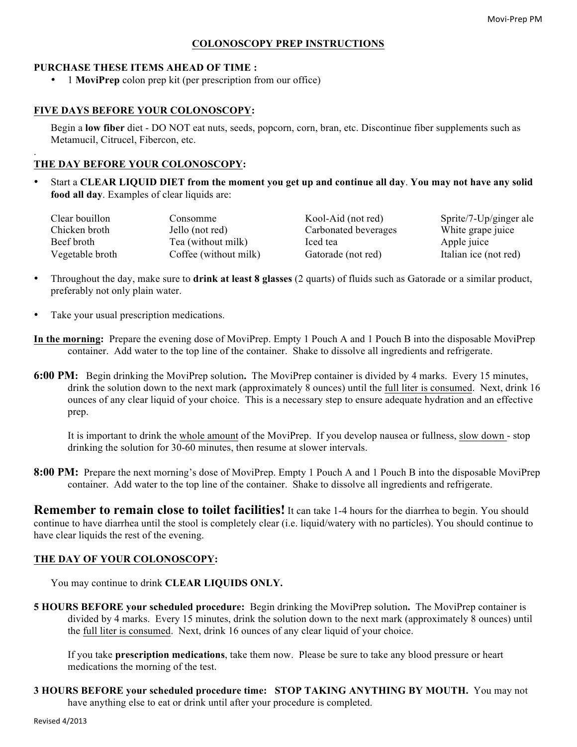# COLONOSCOPY PREP INSTRUCTIONS

**PURCHASE THESE ITEMS AHEAD OF TIME :**

- 1 **MoviPrep** colon prep kit (per prescription from our office)

## FIVE DAYS BEFORE YOUR COLONOSCOPY:

Begin a **low fiber** diet - DO NOT eat nuts, seeds, popcorn, corn, bran, etc. Discontinue fiber supplements such as Metamucil, Citrucel, Fibercon, etc.

.

## THE DAY BEFORE YOUR COLONOSCOPY:

- Start a **CLEAR LIQUID DIET from the moment you get up and continue all day**. **You may not have any solid food all day**. Examples of clear liquids are:

| | | | |
|---|---|---|---|
| Clear bouillon | Consomme | Kool-Aid (not red) | Sprite/7-Up/ginger ale |
| Chicken broth | Jello (not red) | Carbonated beverages | White grape juice |
| Beef broth | Tea (without milk) | Iced tea | Apple juice |
| Vegetable broth | Coffee (without milk) | Gatorade (not red) | Italian ice (not red) |

- Throughout the day, make sure to **drink at least 8 glasses** (2 quarts) of fluids such as Gatorade or a similar product, preferably not only plain water.

- Take your usual prescription medications.

**In the morning:** Prepare the evening dose of MoviPrep. Empty 1 Pouch A and 1 Pouch B into the disposable MoviPrep container. Add water to the top line of the container. Shake to dissolve all ingredients and refrigerate.

**6:00 PM:** Begin drinking the MoviPrep solution**.** The MoviPrep container is divided by 4 marks. Every 15 minutes, drink the solution down to the next mark (approximately 8 ounces) until the full liter is consumed. Next, drink 16 ounces of any clear liquid of your choice. This is a necessary step to ensure adequate hydration and an effective prep.

It is important to drink the whole amount of the MoviPrep. If you develop nausea or fullness, slow down - stop drinking the solution for 30-60 minutes, then resume at slower intervals.

**8:00 PM:** Prepare the next morning's dose of MoviPrep. Empty 1 Pouch A and 1 Pouch B into the disposable MoviPrep container. Add water to the top line of the container. Shake to dissolve all ingredients and refrigerate.

**Remember to remain close to toilet facilities!** It can take 1-4 hours for the diarrhea to begin. You should continue to have diarrhea until the stool is completely clear (i.e. liquid/watery with no particles). You should continue to have clear liquids the rest of the evening.

## THE DAY OF YOUR COLONOSCOPY:

You may continue to drink **CLEAR LIQUIDS ONLY.**

**5 HOURS BEFORE your scheduled procedure:** Begin drinking the MoviPrep solution**.** The MoviPrep container is divided by 4 marks. Every 15 minutes, drink the solution down to the next mark (approximately 8 ounces) until the full liter is consumed. Next, drink 16 ounces of any clear liquid of your choice.

If you take **prescription medications**, take them now. Please be sure to take any blood pressure or heart medications the morning of the test.

**3 HOURS BEFORE your scheduled procedure time: STOP TAKING ANYTHING BY MOUTH.** You may not have anything else to eat or drink until after your procedure is completed.

Revised 4/2013